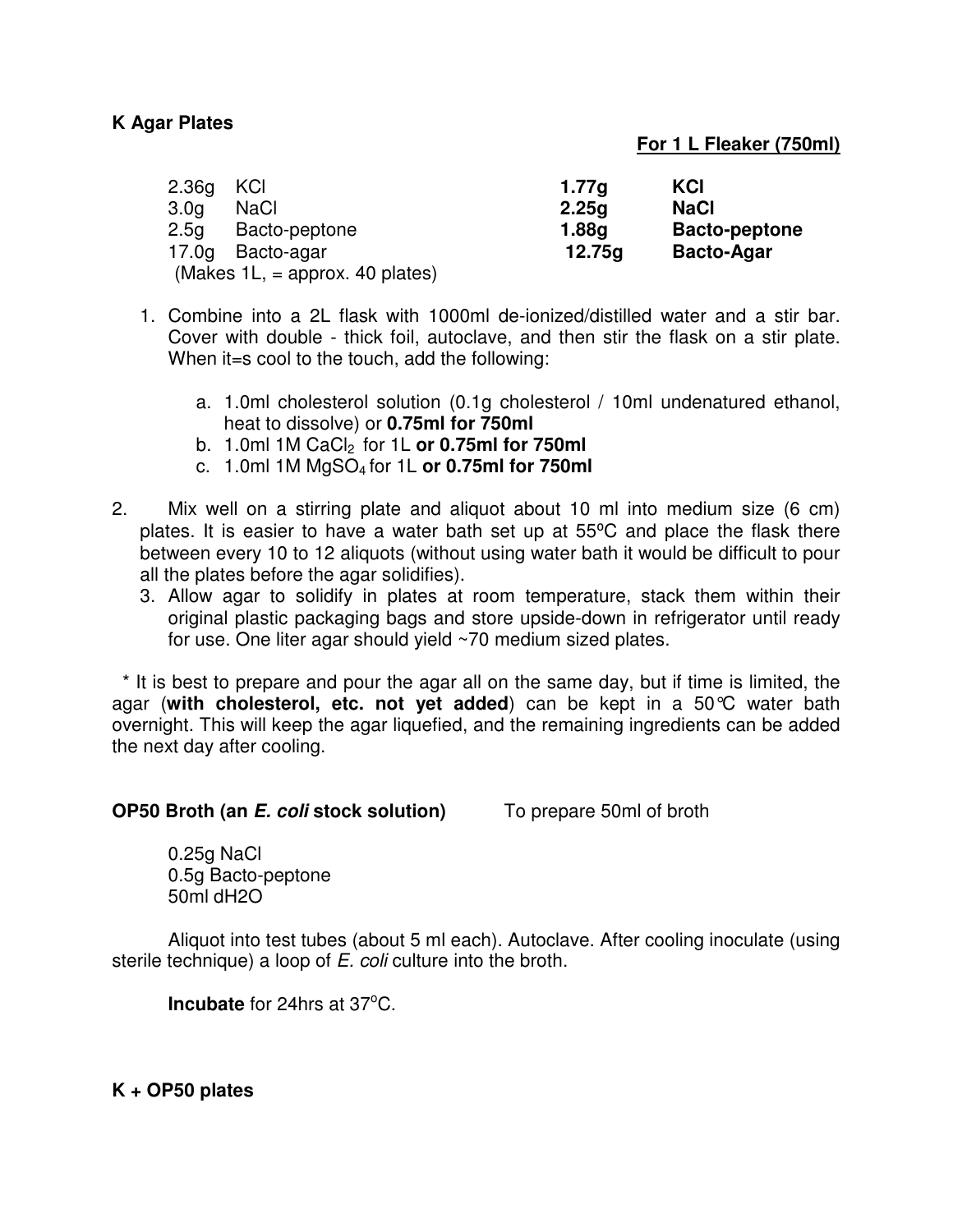**K Agar Plates**

| | | For 1 L Fleaker (750ml) | |
|---|---|---|---|
| 2.36g | KCl | **1.77g** | **KCl** |
| 3.0g | NaCl | **2.25g** | **NaCl** |
| 2.5g | Bacto-peptone | **1.88g** | **Bacto-peptone** |
| 17.0g | Bacto-agar | **12.75g** | **Bacto-Agar** |

(Makes 1L, = approx. 40 plates)

1. Combine into a 2L flask with 1000ml de-ionized/distilled water and a stir bar. Cover with double - thick foil, autoclave, and then stir the flask on a stir plate. When it=s cool to the touch, add the following:

   a. 1.0ml cholesterol solution (0.1g cholesterol / 10ml undenatured ethanol, heat to dissolve) or **0.75ml for 750ml**
   
   b. 1.0ml 1M $CaCl_2$ for 1L **or 0.75ml for 750ml**
   
   c. 1.0ml 1M $MgSO_4$ for 1L **or 0.75ml for 750ml**

2. Mix well on a stirring plate and aliquot about 10 ml into medium size (6 cm) plates. It is easier to have a water bath set up at 55ºC and place the flask there between every 10 to 12 aliquots (without using water bath it would be difficult to pour all the plates before the agar solidifies).

3. Allow agar to solidify in plates at room temperature, stack them within their original plastic packaging bags and store upside-down in refrigerator until ready for use. One liter agar should yield ~70 medium sized plates.

\* It is best to prepare and pour the agar all on the same day, but if time is limited, the agar (**with cholesterol, etc. not yet added**) can be kept in a 50℃ water bath overnight. This will keep the agar liquefied, and the remaining ingredients can be added the next day after cooling.

**OP50 Broth (an *E. coli* stock solution)** To prepare 50ml of broth

0.25g NaCl
0.5g Bacto-peptone
50ml dH2O

Aliquot into test tubes (about 5 ml each). Autoclave. After cooling inoculate (using sterile technique) a loop of *E. coli* culture into the broth.

**Incubate** for 24hrs at 37$^o$C.

**K + OP50 plates**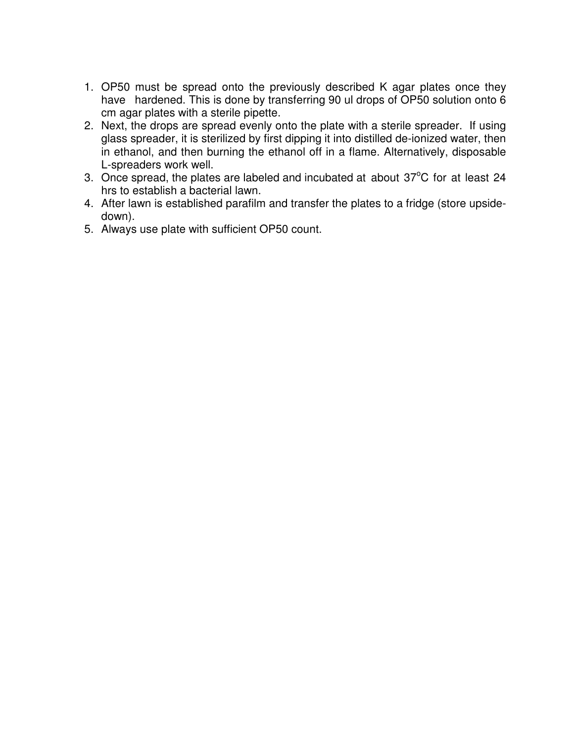1. OP50 must be spread onto the previously described K agar plates once they have hardened. This is done by transferring 90 ul drops of OP50 solution onto 6 cm agar plates with a sterile pipette.
2. Next, the drops are spread evenly onto the plate with a sterile spreader. If using glass spreader, it is sterilized by first dipping it into distilled de-ionized water, then in ethanol, and then burning the ethanol off in a flame. Alternatively, disposable L-spreaders work well.
3. Once spread, the plates are labeled and incubated at about 37$^{o}$C for at least 24 hrs to establish a bacterial lawn.
4. After lawn is established parafilm and transfer the plates to a fridge (store upside-down).
5. Always use plate with sufficient OP50 count.